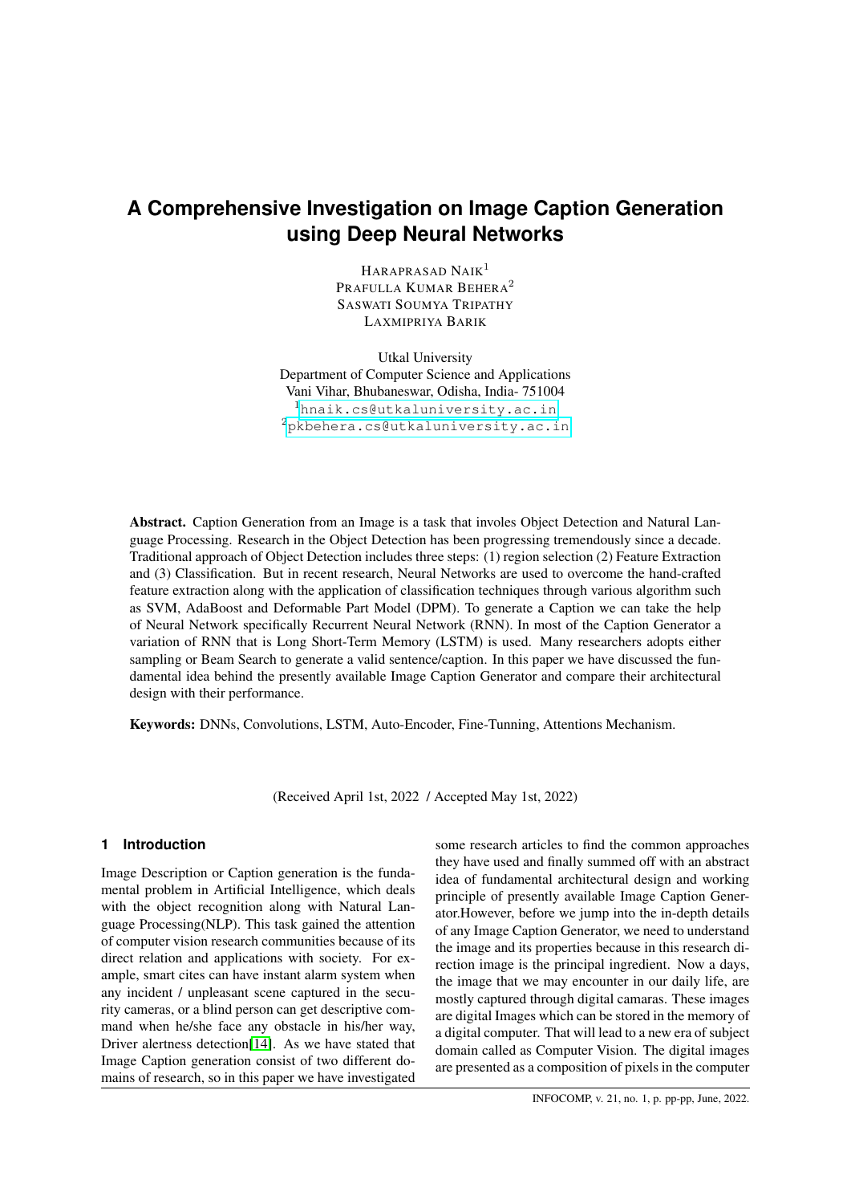# A Comprehensive Investigation on Image Caption Generation using Deep Neural Networks

HARAPRASAD NAIK[1]
PRAFULLA KUMAR BEHERA[2]
SASWATI SOUMYA TRIPATHY
LAXMIPRIYA BARIK

Utkal University
Department of Computer Science and Applications
Vani Vihar, Bhubaneswar, Odisha, India- 751004
[1]hnaik.cs@utkaluniversity.ac.in
[2]pkbehera.cs@utkaluniversity.ac.in

**Abstract.** Caption Generation from an Image is a task that involes Object Detection and Natural Language Processing. Research in the Object Detection has been progressing tremendously since a decade. Traditional approach of Object Detection includes three steps: (1) region selection (2) Feature Extraction and (3) Classification. But in recent research, Neural Networks are used to overcome the hand-crafted feature extraction along with the application of classification techniques through various algorithm such as SVM, AdaBoost and Deformable Part Model (DPM). To generate a Caption we can take the help of Neural Network specifically Recurrent Neural Network (RNN). In most of the Caption Generator a variation of RNN that is Long Short-Term Memory (LSTM) is used. Many researchers adopts either sampling or Beam Search to generate a valid sentence/caption. In this paper we have discussed the fundamental idea behind the presently available Image Caption Generator and compare their architectural design with their performance.

**Keywords:** DNNs, Convolutions, LSTM, Auto-Encoder, Fine-Tunning, Attentions Mechanism.

(Received April 1st, 2022 / Accepted May 1st, 2022)

## 1 Introduction

Image Description or Caption generation is the fundamental problem in Artificial Intelligence, which deals with the object recognition along with Natural Language Processing(NLP). This task gained the attention of computer vision research communities because of its direct relation and applications with society. For example, smart cites can have instant alarm system when any incident / unpleasant scene captured in the security cameras, or a blind person can get descriptive command when he/she face any obstacle in his/her way, Driver alertness detection[14]. As we have stated that Image Caption generation consist of two different domains of research, so in this paper we have investigated some research articles to find the common approaches they have used and finally summed off with an abstract idea of fundamental architectural design and working principle of presently available Image Caption Generator.However, before we jump into the in-depth details of any Image Caption Generator, we need to understand the image and its properties because in this research direction image is the principal ingredient. Now a days, the image that we may encounter in our daily life, are mostly captured through digital camaras. These images are digital Images which can be stored in the memory of a digital computer. That will lead to a new era of subject domain called as Computer Vision. The digital images are presented as a composition of pixels in the computer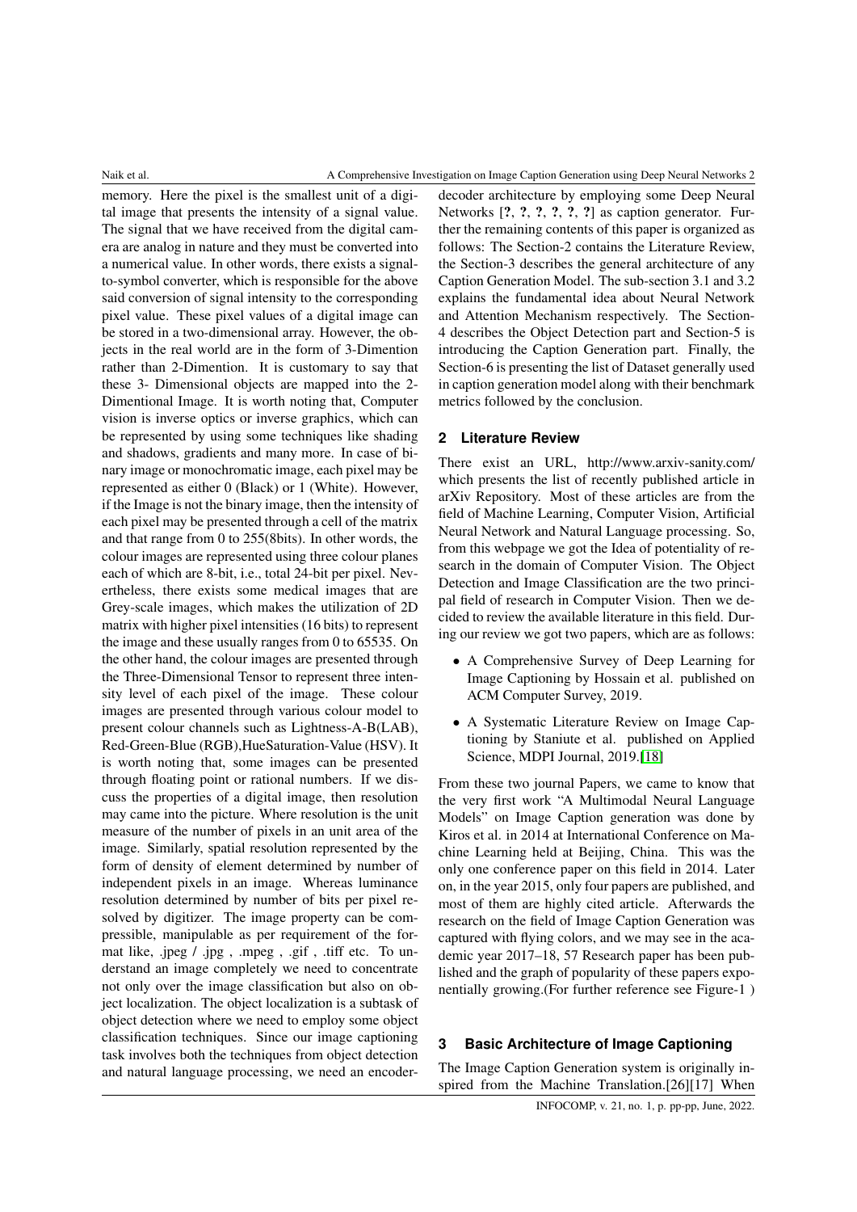memory. Here the pixel is the smallest unit of a digital image that presents the intensity of a signal value. The signal that we have received from the digital camera are analog in nature and they must be converted into a numerical value. In other words, there exists a signal-to-symbol converter, which is responsible for the above said conversion of signal intensity to the corresponding pixel value. These pixel values of a digital image can be stored in a two-dimensional array. However, the objects in the real world are in the form of 3-Dimention rather than 2-Dimention. It is customary to say that these 3- Dimensional objects are mapped into the 2-Dimentional Image. It is worth noting that, Computer vision is inverse optics or inverse graphics, which can be represented by using some techniques like shading and shadows, gradients and many more. In case of binary image or monochromatic image, each pixel may be represented as either 0 (Black) or 1 (White). However, if the Image is not the binary image, then the intensity of each pixel may be presented through a cell of the matrix and that range from 0 to 255(8bits). In other words, the colour images are represented using three colour planes each of which are 8-bit, i.e., total 24-bit per pixel. Nevertheless, there exists some medical images that are Grey-scale images, which makes the utilization of 2D matrix with higher pixel intensities (16 bits) to represent the image and these usually ranges from 0 to 65535. On the other hand, the colour images are presented through the Three-Dimensional Tensor to represent three intensity level of each pixel of the image. These colour images are presented through various colour model to present colour channels such as Lightness-A-B(LAB), Red-Green-Blue (RGB),HueSaturation-Value (HSV). It is worth noting that, some images can be presented through floating point or rational numbers. If we discuss the properties of a digital image, then resolution may came into the picture. Where resolution is the unit measure of the number of pixels in an unit area of the image. Similarly, spatial resolution represented by the form of density of element determined by number of independent pixels in an image. Whereas luminance resolution determined by number of bits per pixel resolved by digitizer. The image property can be compressible, manipulable as per requirement of the format like, .jpeg / .jpg , .mpeg , .gif , .tiff etc. To understand an image completely we need to concentrate not only over the image classification but also on object localization. The object localization is a subtask of object detection where we need to employ some object classification techniques. Since our image captioning task involves both the techniques from object detection and natural language processing, we need an encoder-decoder architecture by employing some Deep Neural Networks [**?**, **?**, **?**, **?**, **?**, **?**] as caption generator. Further the remaining contents of this paper is organized as follows: The Section-2 contains the Literature Review, the Section-3 describes the general architecture of any Caption Generation Model. The sub-section 3.1 and 3.2 explains the fundamental idea about Neural Network and Attention Mechanism respectively. The Section-4 describes the Object Detection part and Section-5 is introducing the Caption Generation part. Finally, the Section-6 is presenting the list of Dataset generally used in caption generation model along with their benchmark metrics followed by the conclusion.

## 2 Literature Review

There exist an URL, http://www.arxiv-sanity.com/ which presents the list of recently published article in arXiv Repository. Most of these articles are from the field of Machine Learning, Computer Vision, Artificial Neural Network and Natural Language processing. So, from this webpage we got the Idea of potentiality of research in the domain of Computer Vision. The Object Detection and Image Classification are the two principal field of research in Computer Vision. Then we decided to review the available literature in this field. During our review we got two papers, which are as follows:

- A Comprehensive Survey of Deep Learning for Image Captioning by Hossain et al. published on ACM Computer Survey, 2019.
- A Systematic Literature Review on Image Captioning by Staniute et al. published on Applied Science, MDPI Journal, 2019.[18]

From these two journal Papers, we came to know that the very first work "A Multimodal Neural Language Models" on Image Caption generation was done by Kiros et al. in 2014 at International Conference on Machine Learning held at Beijing, China. This was the only one conference paper on this field in 2014. Later on, in the year 2015, only four papers are published, and most of them are highly cited article. Afterwards the research on the field of Image Caption Generation was captured with flying colors, and we may see in the academic year 2017–18, 57 Research paper has been published and the graph of popularity of these papers exponentially growing.(For further reference see Figure-1 )

## 3 Basic Architecture of Image Captioning

The Image Caption Generation system is originally inspired from the Machine Translation.[26][17] When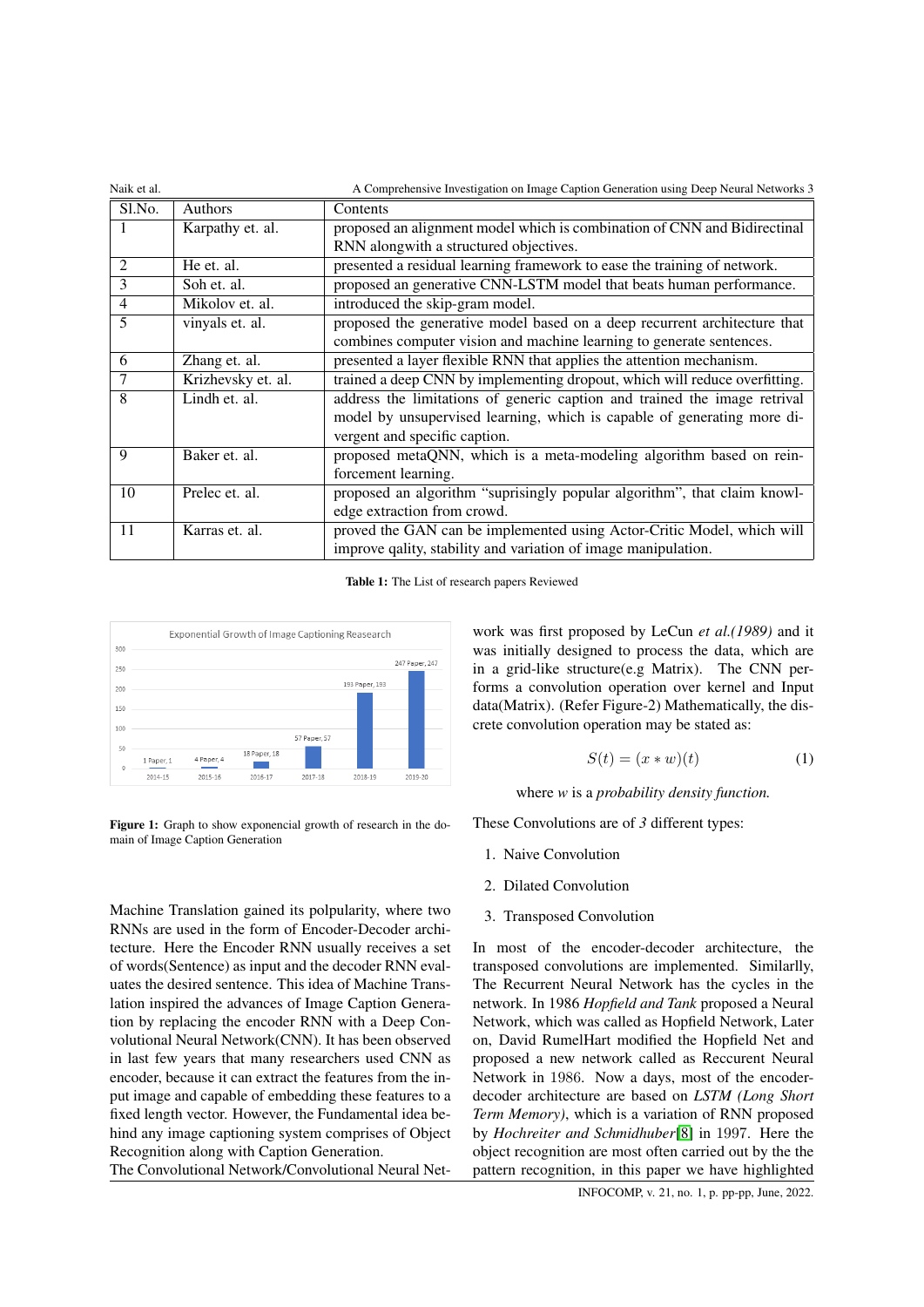| Sl.No. | Authors | Contents |
|---|---|---|
| 1 | Karpathy et. al. | proposed an alignment model which is combination of CNN and Bidirectinal RNN alongwith a structured objectives. |
| 2 | He et. al. | presented a residual learning framework to ease the training of network. |
| 3 | Soh et. al. | proposed an generative CNN-LSTM model that beats human performance. |
| 4 | Mikolov et. al. | introduced the skip-gram model. |
| 5 | vinyals et. al. | proposed the generative model based on a deep recurrent architecture that combines computer vision and machine learning to generate sentences. |
| 6 | Zhang et. al. | presented a layer flexible RNN that applies the attention mechanism. |
| 7 | Krizhevsky et. al. | trained a deep CNN by implementing dropout, which will reduce overfitting. |
| 8 | Lindh et. al. | address the limitations of generic caption and trained the image retrival model by unsupervised learning, which is capable of generating more divergent and specific caption. |
| 9 | Baker et. al. | proposed metaQNN, which is a meta-modeling algorithm based on reinforcement learning. |
| 10 | Prelec et. al. | proposed an algorithm "suprisingly popular algorithm", that claim knowledge extraction from crowd. |
| 11 | Karras et. al. | proved the GAN can be implemented using Actor-Critic Model, which will improve qality, stability and variation of image manipulation. |

**Table 1:** The List of research papers Reviewed

**Figure 1:** Graph to show exponencial growth of research in the domain of Image Caption Generation

Machine Translation gained its polpularity, where two RNNs are used in the form of Encoder-Decoder architecture. Here the Encoder RNN usually receives a set of words(Sentence) as input and the decoder RNN evaluates the desired sentence. This idea of Machine Translation inspired the advances of Image Caption Generation by replacing the encoder RNN with a Deep Convolutional Neural Network(CNN). It has been observed in last few years that many researchers used CNN as encoder, because it can extract the features from the input image and capable of embedding these features to a fixed length vector. However, the Fundamental idea behind any image captioning system comprises of Object Recognition along with Caption Generation.

The Convolutional Network/Convolutional Neural Network was first proposed by LeCun *et al.(1989)* and it was initially designed to process the data, which are in a grid-like structure(e.g Matrix). The CNN performs a convolution operation over kernel and Input data(Matrix). (Refer Figure-2) Mathematically, the discrete convolution operation may be stated as:

$$S(t) = (x * w)(t) \tag{1}$$

where *w* is a *probability density function.*

These Convolutions are of *3* different types:

1. Naive Convolution
2. Dilated Convolution
3. Transposed Convolution

In most of the encoder-decoder architecture, the transposed convolutions are implemented. Similarlly, The Recurrent Neural Network has the cycles in the network. In 1986 *Hopfield and Tank* proposed a Neural Network, which was called as Hopfield Network, Later on, David RumelHart modified the Hopfield Net and proposed a new network called as Reccurent Neural Network in 1986. Now a days, most of the encoder-decoder architecture are based on *LSTM (Long Short Term Memory)*, which is a variation of RNN proposed by *Hochreiter and Schmidhuber*[8] in 1997. Here the object recognition are most often carried out by the the pattern recognition, in this paper we have highlighted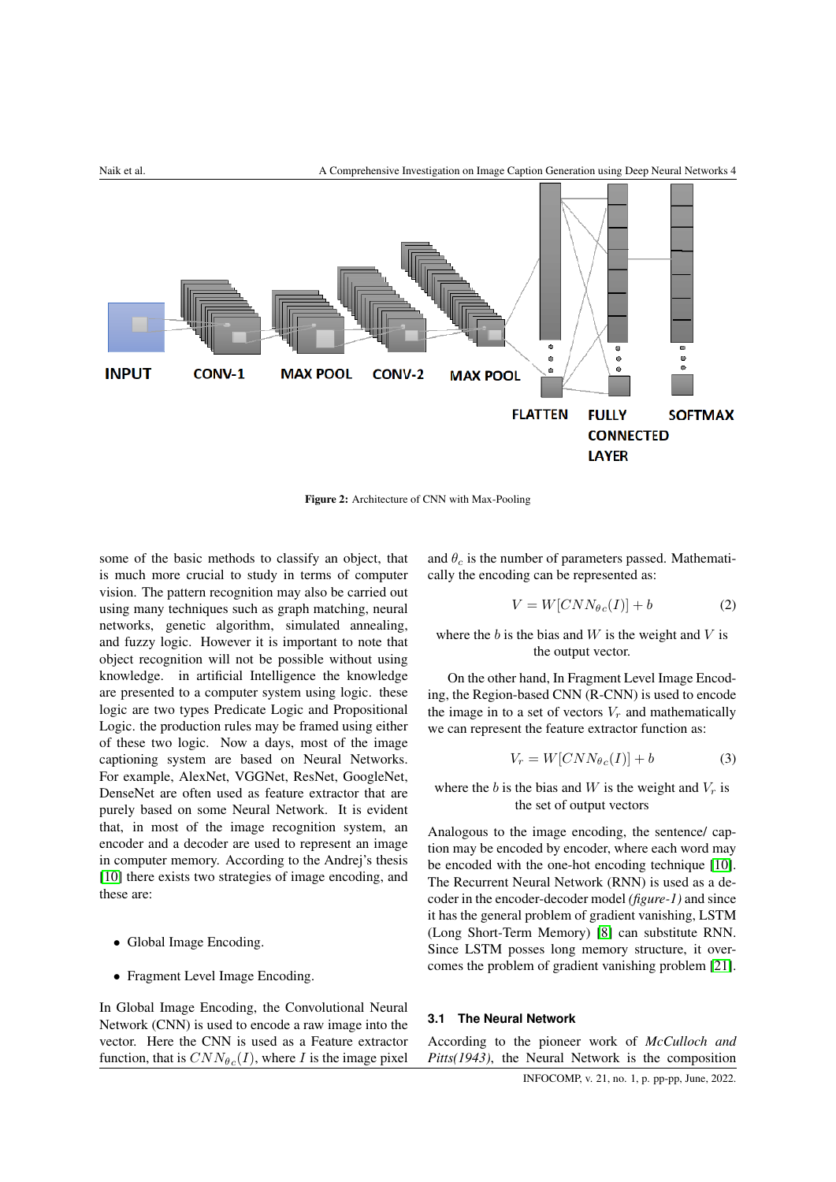Figure 2: Architecture of CNN with Max-Pooling

some of the basic methods to classify an object, that is much more crucial to study in terms of computer vision. The pattern recognition may also be carried out using many techniques such as graph matching, neural networks, genetic algorithm, simulated annealing, and fuzzy logic. However it is important to note that object recognition will not be possible without using knowledge. in artificial Intelligence the knowledge are presented to a computer system using logic. these logic are two types Predicate Logic and Propositional Logic. the production rules may be framed using either of these two logic. Now a days, most of the image captioning system are based on Neural Networks. For example, AlexNet, VGGNet, ResNet, GoogleNet, DenseNet are often used as feature extractor that are purely based on some Neural Network. It is evident that, in most of the image recognition system, an encoder and a decoder are used to represent an image in computer memory. According to the Andrej's thesis [10] there exists two strategies of image encoding, and these are:

- Global Image Encoding.
- Fragment Level Image Encoding.

In Global Image Encoding, the Convolutional Neural Network (CNN) is used to encode a raw image into the vector. Here the CNN is used as a Feature extractor function, that is $CNN_{\theta_c}(I)$, where $I$ is the image pixel and $\theta_c$ is the number of parameters passed. Mathematically the encoding can be represented as:

$$V = W[CNN_{\theta_c}(I)] + b \tag{2}$$

where the $b$ is the bias and $W$ is the weight and $V$ is the output vector.

On the other hand, In Fragment Level Image Encoding, the Region-based CNN (R-CNN) is used to encode the image in to a set of vectors $V_r$ and mathematically we can represent the feature extractor function as:

$$V_r = W[CNN_{\theta_c}(I)] + b \tag{3}$$

where the $b$ is the bias and $W$ is the weight and $V_r$ is the set of output vectors

Analogous to the image encoding, the sentence/ caption may be encoded by encoder, where each word may be encoded with the one-hot encoding technique [10]. The Recurrent Neural Network (RNN) is used as a decoder in the encoder-decoder model *(figure-1)* and since it has the general problem of gradient vanishing, LSTM (Long Short-Term Memory) [8] can substitute RNN. Since LSTM posses long memory structure, it overcomes the problem of gradient vanishing problem [21].

### 3.1 The Neural Network

According to the pioneer work of *McCulloch and Pitts(1943)*, the Neural Network is the composition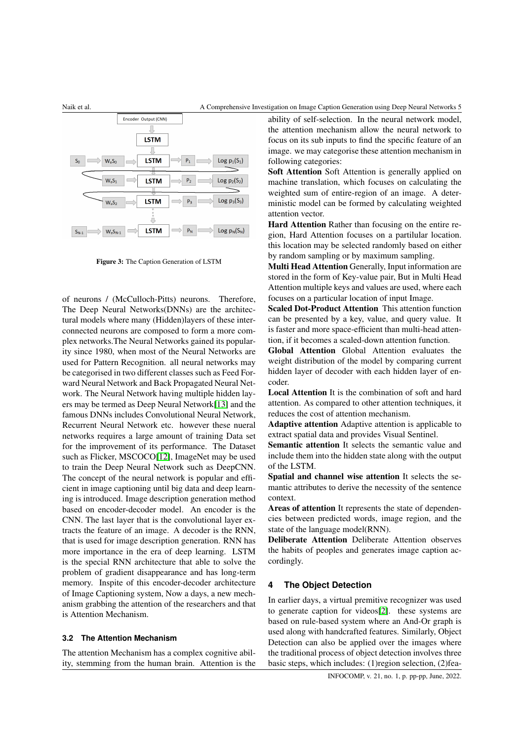Figure 3: The Caption Generation of LSTM

of neurons / (McCulloch-Pitts) neurons. Therefore, The Deep Neural Networks(DNNs) are the architectural models where many (Hidden)layers of these interconnected neurons are composed to form a more complex networks.The Neural Networks gained its popularity since 1980, when most of the Neural Networks are used for Pattern Recognition. all neural networks may be categorised in two different classes such as Feed Forward Neural Network and Back Propagated Neural Network. The Neural Network having multiple hidden layers may be termed as Deep Neural Network[13] and the famous DNNs includes Convolutional Neural Network, Recurrent Neural Network etc. however these nueral networks requires a large amount of training Data set for the improvement of its performance. The Dataset such as Flicker, MSCOCO[12], ImageNet may be used to train the Deep Neural Network such as DeepCNN. The concept of the neural network is popular and efficient in image captioning until big data and deep learning is introduced. Image description generation method based on encoder-decoder model. An encoder is the CNN. The last layer that is the convolutional layer extracts the feature of an image. A decoder is the RNN, that is used for image description generation. RNN has more importance in the era of deep learning. LSTM is the special RNN architecture that able to solve the problem of gradient disappearance and has long-term memory. Inspite of this encoder-decoder architecture of Image Captioning system, Now a days, a new mechanism grabbing the attention of the researchers and that is Attention Mechanism.

### 3.2 The Attention Mechanism

The attention Mechanism has a complex cognitive ability, stemming from the human brain. Attention is the ability of self-selection. In the neural network model, the attention mechanism allow the neural network to focus on its sub inputs to find the specific feature of an image. we may categorise these attention mechanism in following categories:

**Soft Attention** Soft Attention is generally applied on machine translation, which focuses on calculating the weighted sum of entire-region of an image. A deterministic model can be formed by calculating weighted attention vector.

**Hard Attention** Rather than focusing on the entire region, Hard Attention focuses on a partilular location. this location may be selected randomly based on either by random sampling or by maximum sampling.

**Multi Head Attention** Generally, Input information are stored in the form of Key-value pair, But in Multi Head Attention multiple keys and values are used, where each focuses on a particular location of input Image.

**Scaled Dot-Product Attention** This attention function can be presented by a key, value, and query value. It is faster and more space-efficient than multi-head attention, if it becomes a scaled-down attention function.

**Global Attention** Global Attention evaluates the weight distribution of the model by comparing current hidden layer of decoder with each hidden layer of encoder.

**Local Attention** It is the combination of soft and hard attention. As compared to other attention techniques, it reduces the cost of attention mechanism.

**Adaptive attention** Adaptive attention is applicable to extract spatial data and provides Visual Sentinel.

**Semantic attention** It selects the semantic value and include them into the hidden state along with the output of the LSTM.

**Spatial and channel wise attention** It selects the semantic attributes to derive the necessity of the sentence context.

**Areas of attention** It represents the state of dependencies between predicted words, image region, and the state of the language model(RNN).

**Deliberate Attention** Deliberate Attention observes the habits of peoples and generates image caption accordingly.

## 4 The Object Detection

In earlier days, a virtual premitive recognizer was used to generate caption for videos[2]. these systems are based on rule-based system where an And-Or graph is used along with handcrafted features. Similarly, Object Detection can also be applied over the images where the traditional process of object detection involves three basic steps, which includes: (1)region selection, (2)fea-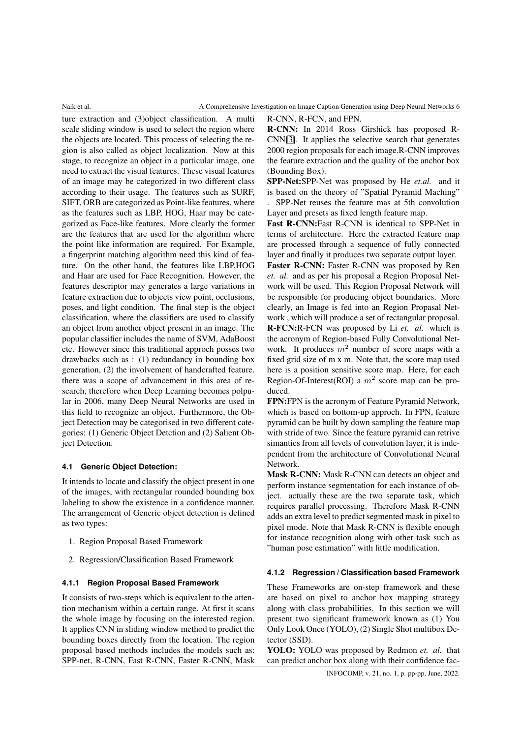ture extraction and (3)object classification. A multi scale sliding window is used to select the region where the objects are located. This process of selecting the region is also called as object localization. Now at this stage, to recognize an object in a particular image, one need to extract the visual features. These visual features of an image may be categorized in two different class according to their usage. The features such as SURF, SIFT, ORB are categorized as Point-like features, where as the features such as LBP, HOG, Haar may be categorized as Face-like features. More clearly the former are the features that are used for the algorithm where the point like information are required. For Example, a fingerprint matching algorithm need this kind of feature. On the other hand, the features like LBP,HOG and Haar are used for Face Recognition. However, the features descriptor may generates a large variations in feature extraction due to objects view point, occlusions, poses, and light condition. The final step is the object classification, where the classifiers are used to classify an object from another object present in an image. The popular classifier includes the name of SVM, AdaBoost etc. However since this traditional approch posses two drawbacks such as : (1) redundancy in bounding box generation, (2) the involvement of handcrafted feature. there was a scope of advancement in this area of research, therefore when Deep Learning becomes polpular in 2006, many Deep Neural Networks are used in this field to recognize an object. Furthermore, the Object Detection may be categorised in two different categories: (1) Generic Object Detction and (2) Salient Object Detection.

### 4.1 Generic Object Detection:

It intends to locate and classify the object present in one of the images, with rectangular rounded bounding box labeling to show the existence in a confidence manner. The arrangement of Generic object detection is defined as two types:

1. Region Proposal Based Framework
2. Regression/Classification Based Framework

#### 4.1.1 Region Proposal Based Framework

It consists of two-steps which is equivalent to the attention mechanism within a certain range. At first it scans the whole image by focusing on the interested region. It applies CNN in sliding window method to predict the bounding boxes directly from the location. The region proposal based methods includes the models such as: SPP-net, R-CNN, Fast R-CNN, Faster R-CNN, Mask R-CNN, R-FCN, and FPN.

**R-CNN:** In 2014 Ross Girshick has proposed R-CNN[3]. It applies the selective search that generates 2000 region proposals for each image.R-CNN improves the feature extraction and the quality of the anchor box (Bounding Box).

**SPP-Net:**SPP-Net was proposed by He *et.al.* and it is based on the theory of "Spatial Pyramid Maching" . SPP-Net reuses the feature mas at 5th convolution Layer and presets as fixed length feature map.

**Fast R-CNN:**Fast R-CNN is identical to SPP-Net in terms of architecture. Here the extracted feature map are processed through a sequence of fully connected layer and finally it produces two separate output layer.

**Faster R-CNN:** Faster R-CNN was proposed by Ren *et. al.* and as per his proposal a Region Proposal Network will be used. This Region Proposal Network will be responsible for producing object boundaries. More clearly, an Image is fed into an Region Propasal Network , which will produce a set of rectangular proposal.

**R-FCN:**R-FCN was proposed by Li *et. al.* which is the acronym of Region-based Fully Convolutional Network. It produces $m^2$ number of score maps with a fixed grid size of m x m. Note that, the score map used here is a position sensitive score map. Here, for each Region-Of-Interest(ROI) a $m^2$ score map can be produced.

**FPN:**FPN is the acronym of Feature Pyramid Network, which is based on bottom-up approch. In FPN, feature pyramid can be built by down sampling the feature map with stride of two. Since the feature pyramid can retrive simantics from all levels of convolution layer, it is independent from the architecture of Convolutional Neural Network.

**Mask R-CNN:** Mask R-CNN can detects an object and perform instance segmentation for each instance of object. actually these are the two separate task, which requires parallel processing. Therefore Mask R-CNN adds an extra level to predict segmented mask in pixel to pixel mode. Note that Mask R-CNN is flexible enough for instance recognition along with other task such as "human pose estimation" with little modification.

#### 4.1.2 Regression / Classification based Framework

These Frameworks are on-step framework and these are based on pixel to anchor box mapping strategy along with class probabilities. In this section we will present two significant framework known as (1) You Only Look Once (YOLO), (2) Single Shot multibox Detector (SSD).

**YOLO:** YOLO was proposed by Redmon *et. al.* that can predict anchor box along with their confidence fac-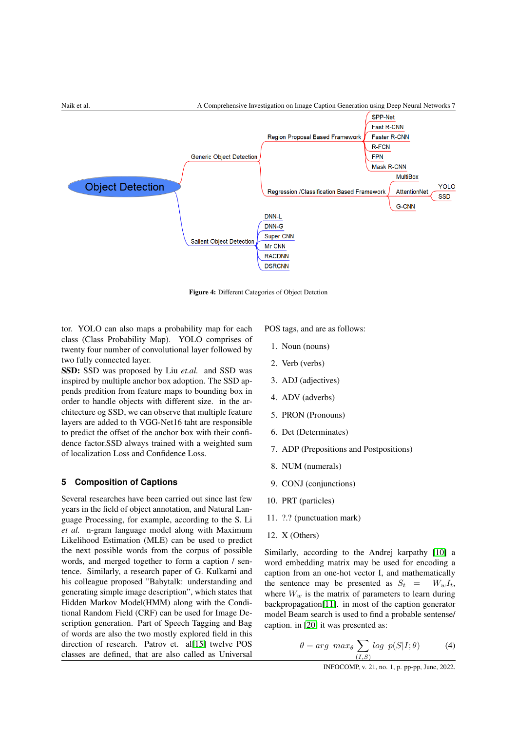Figure 4: Different Categories of Object Detction

tor. YOLO can also maps a probability map for each class (Class Probability Map). YOLO comprises of twenty four number of convolutional layer followed by two fully connected layer.

**SSD:** SSD was proposed by Liu *et.al.* and SSD was inspired by multiple anchor box adoption. The SSD appends predition from feature maps to bounding box in order to handle objects with different size. in the architecture og SSD, we can observe that multiple feature layers are added to th VGG-Net16 taht are responsible to predict the offset of the anchor box with their confidence factor.SSD always trained with a weighted sum of localization Loss and Confidence Loss.

## 5 Composition of Captions

Several researches have been carried out since last few years in the field of object annotation, and Natural Language Processing, for example, according to the S. Li *et al.* n-gram language model along with Maximum Likelihood Estimation (MLE) can be used to predict the next possible words from the corpus of possible words, and merged together to form a caption / sentence. Similarly, a research paper of G. Kulkarni and his colleague proposed "Babytalk: understanding and generating simple image description", which states that Hidden Markov Model(HMM) along with the Conditional Random Field (CRF) can be used for Image Description generation. Part of Speech Tagging and Bag of words are also the two mostly explored field in this direction of research. Patrov et. al[15] twelve POS classes are defined, that are also called as Universal POS tags, and are as follows:

1. Noun (nouns)
2. Verb (verbs)
3. ADJ (adjectives)
4. ADV (adverbs)
5. PRON (Pronouns)
6. Det (Determinates)
7. ADP (Prepositions and Postpositions)
8. NUM (numerals)
9. CONJ (conjunctions)
10. PRT (particles)
11. ?.? (punctuation mark)
12. X (Others)

Similarly, according to the Andrej karpathy [10] a word embedding matrix may be used for encoding a caption from an one-hot vector I, and mathematically the sentence may be presented as $S_t = W_w I_t$, where $W_w$ is the matrix of parameters to learn during backpropagation[11]. in most of the caption generator model Beam search is used to find a probable sentense/ caption. in [20] it was presented as:

$$\theta = arg\ max_{\theta} \sum_{(I,S)} log\ p(S|I;\theta) \tag{4}$$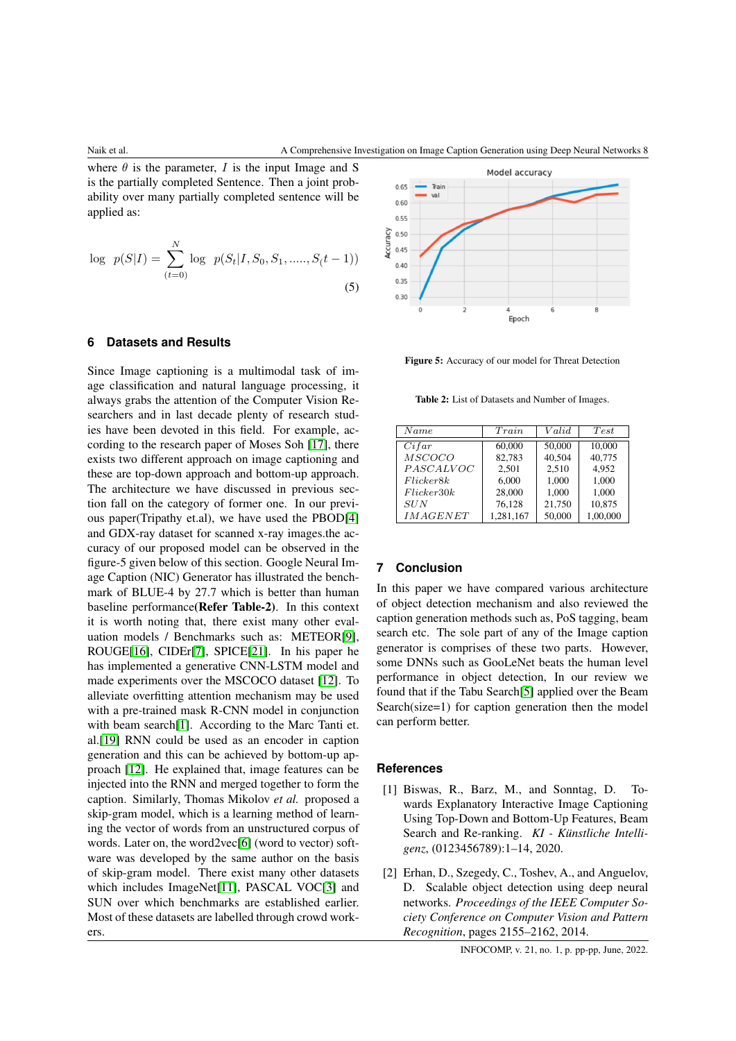where $\theta$ is the parameter, $I$ is the input Image and S is the partially completed Sentence. Then a joint probability over many partially completed sentence will be applied as:

$$\log \quad p(S|I) = \sum_{(t=0)}^{N} \log \quad p(S_t|I, S_0, S_1, ....., S_(t-1)) \tag{5}$$

## 6 Datasets and Results

Since Image captioning is a multimodal task of image classification and natural language processing, it always grabs the attention of the Computer Vision Researchers and in last decade plenty of research studies have been devoted in this field. For example, according to the research paper of Moses Soh [17], there exists two different approach on image captioning and these are top-down approach and bottom-up approach. The architecture we have discussed in previous section fall on the category of former one. In our previous paper(Tripathy et.al), we have used the PBOD[4] and GDX-ray dataset for scanned x-ray images.the accuracy of our proposed model can be observed in the figure-5 given below of this section. Google Neural Image Caption (NIC) Generator has illustrated the benchmark of BLUE-4 by 27.7 which is better than human baseline performance(**Refer Table-2**). In this context it is worth noting that, there exist many other evaluation models / Benchmarks such as: METEOR[9], ROUGE[16], CIDEr[7], SPICE[21]. In his paper he has implemented a generative CNN-LSTM model and made experiments over the MSCOCO dataset [12]. To alleviate overfitting attention mechanism may be used with a pre-trained mask R-CNN model in conjunction with beam search[1]. According to the Marc Tanti et. al.[19] RNN could be used as an encoder in caption generation and this can be achieved by bottom-up approach [12]. He explained that, image features can be injected into the RNN and merged together to form the caption. Similarly, Thomas Mikolov *et al.* proposed a skip-gram model, which is a learning method of learning the vector of words from an unstructured corpus of words. Later on, the word2vec[6] (word to vector) software was developed by the same author on the basis of skip-gram model. There exist many other datasets which includes ImageNet[11], PASCAL VOC[3] and SUN over which benchmarks are established earlier. Most of these datasets are labelled through crowd workers.

**Figure 5:** Accuracy of our model for Threat Detection

**Table 2:** List of Datasets and Number of Images.

| $Name$ | $Train$ | $Valid$ | $Test$ |
|---|---|---|---|
| $Cifar$ | 60,000 | 50,000 | 10,000 |
| $MSCOCO$ | 82,783 | 40,504 | 40,775 |
| $PASCALVOC$ | 2,501 | 2,510 | 4,952 |
| $Flicker8k$ | 6,000 | 1,000 | 1,000 |
| $Flicker30k$ | 28,000 | 1,000 | 1,000 |
| $SUN$ | 76,128 | 21,750 | 10,875 |
| $IMAGENET$ | 1,281,167 | 50,000 | 1,00,000 |

## 7 Conclusion

In this paper we have compared various architecture of object detection mechanism and also reviewed the caption generation methods such as, PoS tagging, beam search etc. The sole part of any of the Image caption generator is comprises of these two parts. However, some DNNs such as GooLeNet beats the human level performance in object detection, In our review we found that if the Tabu Search[5] applied over the Beam Search(size=1) for caption generation then the model can perform better.

## References

[1] Biswas, R., Barz, M., and Sonntag, D. Towards Explanatory Interactive Image Captioning Using Top-Down and Bottom-Up Features, Beam Search and Re-ranking. *KI - Künstliche Intelligenz*, (0123456789):1–14, 2020.

[2] Erhan, D., Szegedy, C., Toshev, A., and Anguelov, D. Scalable object detection using deep neural networks. *Proceedings of the IEEE Computer Society Conference on Computer Vision and Pattern Recognition*, pages 2155–2162, 2014.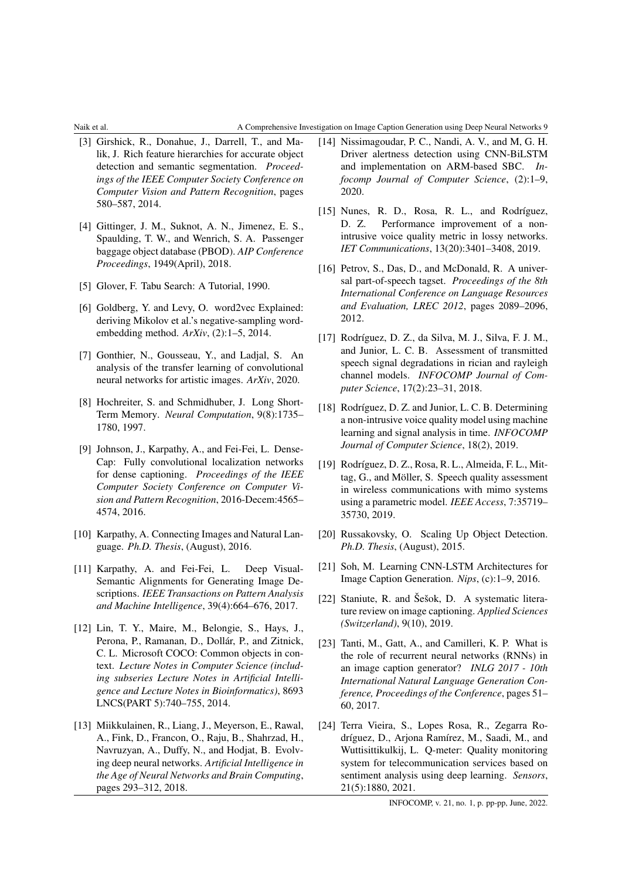[3] Girshick, R., Donahue, J., Darrell, T., and Malik, J. Rich feature hierarchies for accurate object detection and semantic segmentation. *Proceedings of the IEEE Computer Society Conference on Computer Vision and Pattern Recognition*, pages 580–587, 2014.

[4] Gittinger, J. M., Suknot, A. N., Jimenez, E. S., Spaulding, T. W., and Wenrich, S. A. Passenger baggage object database (PBOD). *AIP Conference Proceedings*, 1949(April), 2018.

[5] Glover, F. Tabu Search: A Tutorial, 1990.

[6] Goldberg, Y. and Levy, O. word2vec Explained: deriving Mikolov et al.'s negative-sampling word-embedding method. *ArXiv*, (2):1–5, 2014.

[7] Gonthier, N., Gousseau, Y., and Ladjal, S. An analysis of the transfer learning of convolutional neural networks for artistic images. *ArXiv*, 2020.

[8] Hochreiter, S. and Schmidhuber, J. Long Short-Term Memory. *Neural Computation*, 9(8):1735–1780, 1997.

[9] Johnson, J., Karpathy, A., and Fei-Fei, L. DenseCap: Fully convolutional localization networks for dense captioning. *Proceedings of the IEEE Computer Society Conference on Computer Vision and Pattern Recognition*, 2016-Decem:4565–4574, 2016.

[10] Karpathy, A. Connecting Images and Natural Language. *Ph.D. Thesis*, (August), 2016.

[11] Karpathy, A. and Fei-Fei, L. Deep Visual-Semantic Alignments for Generating Image Descriptions. *IEEE Transactions on Pattern Analysis and Machine Intelligence*, 39(4):664–676, 2017.

[12] Lin, T. Y., Maire, M., Belongie, S., Hays, J., Perona, P., Ramanan, D., Dollár, P., and Zitnick, C. L. Microsoft COCO: Common objects in context. *Lecture Notes in Computer Science (including subseries Lecture Notes in Artificial Intelligence and Lecture Notes in Bioinformatics)*, 8693 LNCS(PART 5):740–755, 2014.

[13] Miikkulainen, R., Liang, J., Meyerson, E., Rawal, A., Fink, D., Francon, O., Raju, B., Shahrzad, H., Navruzyan, A., Duffy, N., and Hodjat, B. Evolving deep neural networks. *Artificial Intelligence in the Age of Neural Networks and Brain Computing*, pages 293–312, 2018.

[14] Nissimagoudar, P. C., Nandi, A. V., and M, G. H. Driver alertness detection using CNN-BiLSTM and implementation on ARM-based SBC. *Infocomp Journal of Computer Science*, (2):1–9, 2020.

[15] Nunes, R. D., Rosa, R. L., and Rodríguez, D. Z. Performance improvement of a non-intrusive voice quality metric in lossy networks. *IET Communications*, 13(20):3401–3408, 2019.

[16] Petrov, S., Das, D., and McDonald, R. A universal part-of-speech tagset. *Proceedings of the 8th International Conference on Language Resources and Evaluation, LREC 2012*, pages 2089–2096, 2012.

[17] Rodríguez, D. Z., da Silva, M. J., Silva, F. J. M., and Junior, L. C. B. Assessment of transmitted speech signal degradations in rician and rayleigh channel models. *INFOCOMP Journal of Computer Science*, 17(2):23–31, 2018.

[18] Rodríguez, D. Z. and Junior, L. C. B. Determining a non-intrusive voice quality model using machine learning and signal analysis in time. *INFOCOMP Journal of Computer Science*, 18(2), 2019.

[19] Rodríguez, D. Z., Rosa, R. L., Almeida, F. L., Mittag, G., and Möller, S. Speech quality assessment in wireless communications with mimo systems using a parametric model. *IEEE Access*, 7:35719–35730, 2019.

[20] Russakovsky, O. Scaling Up Object Detection. *Ph.D. Thesis*, (August), 2015.

[21] Soh, M. Learning CNN-LSTM Architectures for Image Caption Generation. *Nips*, (c):1–9, 2016.

[22] Staniute, R. and Šešok, D. A systematic literature review on image captioning. *Applied Sciences (Switzerland)*, 9(10), 2019.

[23] Tanti, M., Gatt, A., and Camilleri, K. P. What is the role of recurrent neural networks (RNNs) in an image caption generator? *INLG 2017 - 10th International Natural Language Generation Conference, Proceedings of the Conference*, pages 51–60, 2017.

[24] Terra Vieira, S., Lopes Rosa, R., Zegarra Rodríguez, D., Arjona Ramírez, M., Saadi, M., and Wuttisittikulkij, L. Q-meter: Quality monitoring system for telecommunication services based on sentiment analysis using deep learning. *Sensors*, 21(5):1880, 2021.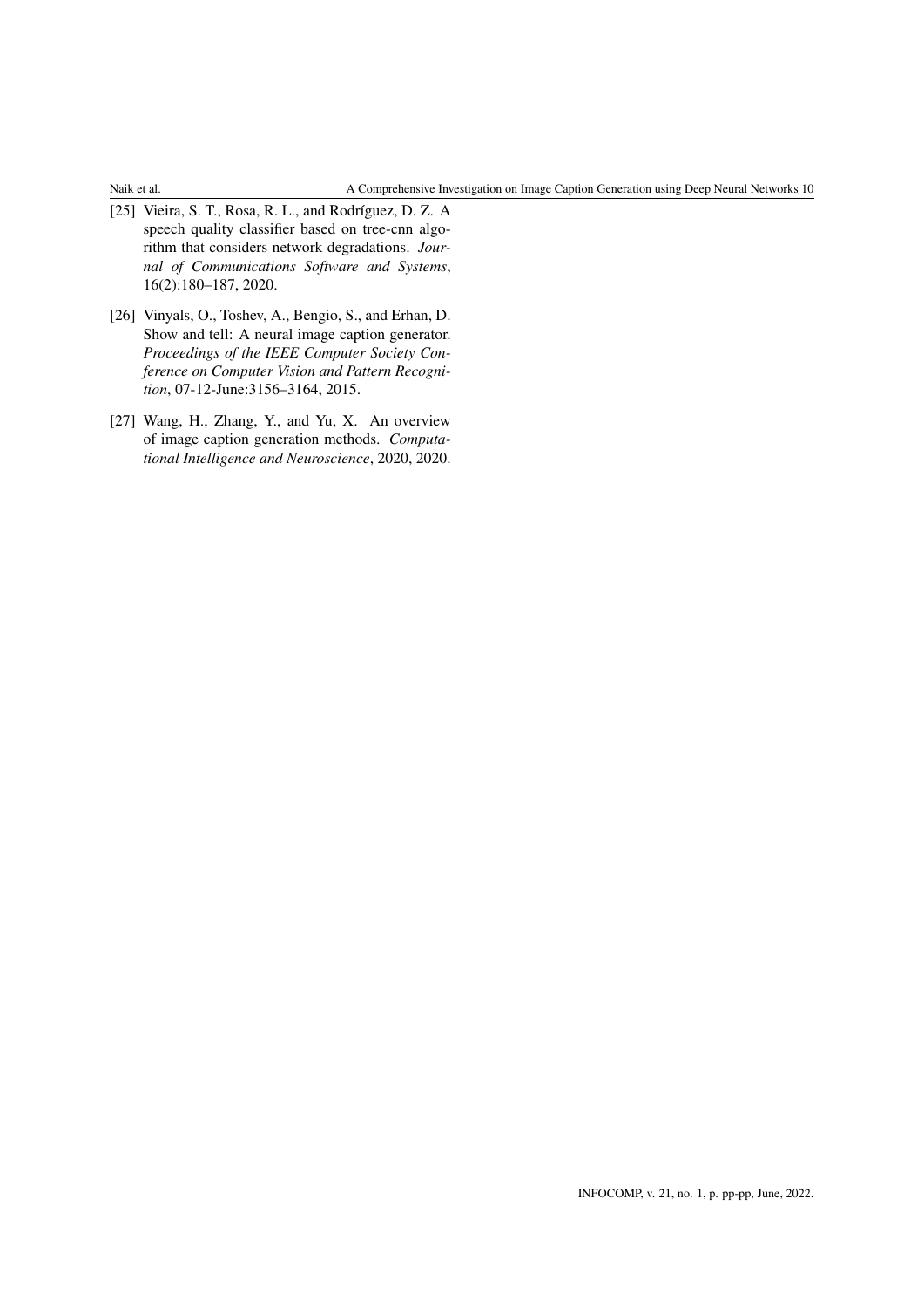[25] Vieira, S. T., Rosa, R. L., and Rodríguez, D. Z. A speech quality classifier based on tree-cnn algorithm that considers network degradations. *Journal of Communications Software and Systems*, 16(2):180–187, 2020.

[26] Vinyals, O., Toshev, A., Bengio, S., and Erhan, D. Show and tell: A neural image caption generator. *Proceedings of the IEEE Computer Society Conference on Computer Vision and Pattern Recognition*, 07-12-June:3156–3164, 2015.

[27] Wang, H., Zhang, Y., and Yu, X. An overview of image caption generation methods. *Computational Intelligence and Neuroscience*, 2020, 2020.